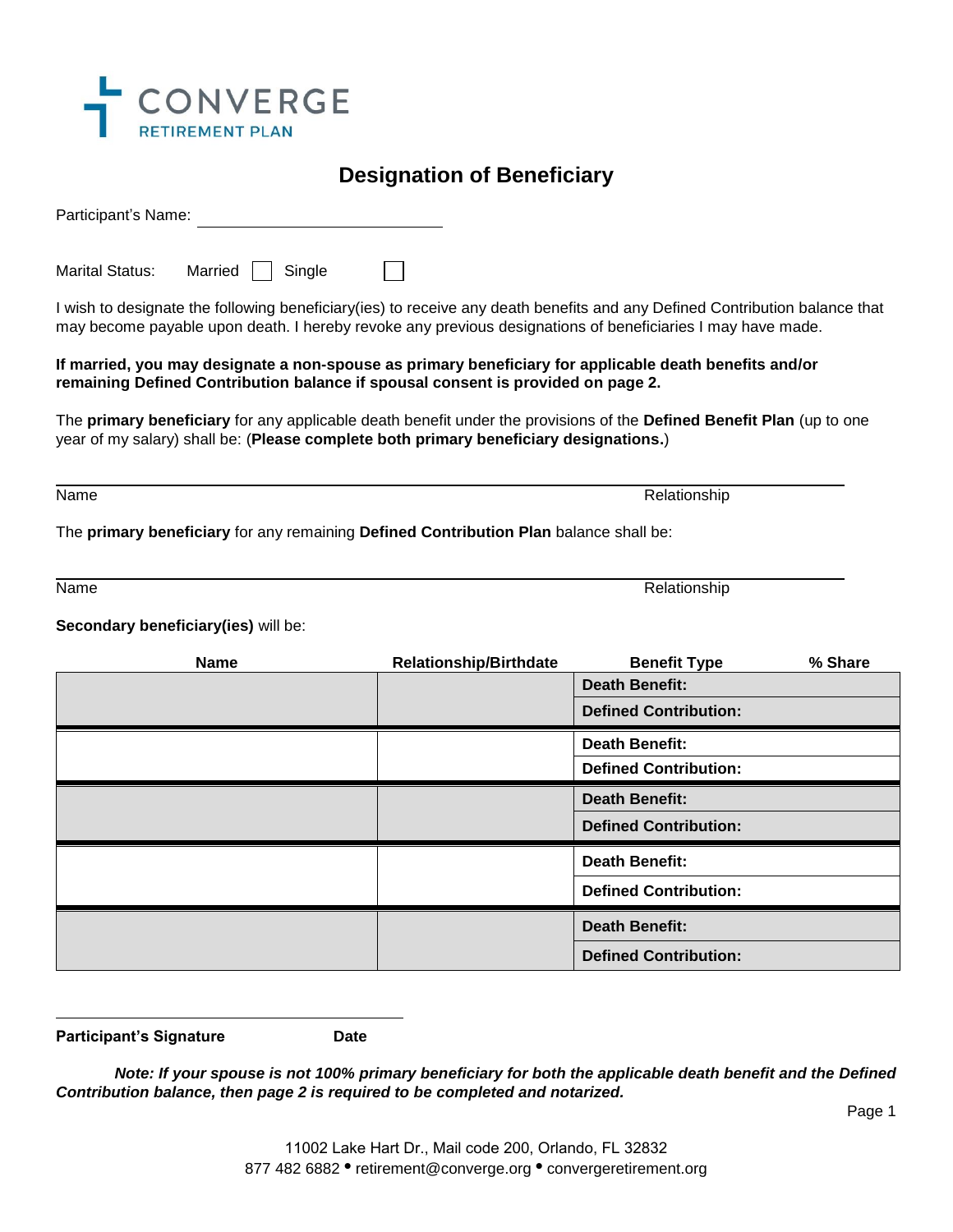CONVERGE
RETIREMENT PLAN

# Designation of Beneficiary

Participant's Name: ______________________________

Marital Status: Married ☐ Single ☐

I wish to designate the following beneficiary(ies) to receive any death benefits and any Defined Contribution balance that may become payable upon death. I hereby revoke any previous designations of beneficiaries I may have made.

**If married, you may designate a non-spouse as primary beneficiary for applicable death benefits and/or remaining Defined Contribution balance if spousal consent is provided on page 2.**

The **primary beneficiary** for any applicable death benefit under the provisions of the **Defined Benefit Plan** (up to one year of my salary) shall be: (**Please complete both primary beneficiary designations.**)

______________________________________________________________________________

Name Relationship

The **primary beneficiary** for any remaining **Defined Contribution Plan** balance shall be:

______________________________________________________________________________

Name Relationship

**Secondary beneficiary(ies)** will be:

| Name | Relationship/Birthdate | Benefit Type | % Share |
|---|---|---|---|
| | | **Death Benefit:** | |
| | | **Defined Contribution:** | |
| | | **Death Benefit:** | |
| | | **Defined Contribution:** | |
| | | **Death Benefit:** | |
| | | **Defined Contribution:** | |
| | | **Death Benefit:** | |
| | | **Defined Contribution:** | |
| | | **Death Benefit:** | |
| | | **Defined Contribution:** | |

______________________________________________

**Participant's Signature** **Date**

***Note: If your spouse is not 100% primary beneficiary for both the applicable death benefit and the Defined Contribution balance, then page 2 is required to be completed and notarized.***

11002 Lake Hart Dr., Mail code 200, Orlando, FL 32832
877 482 6882 • retirement@converge.org • convergeretirement.org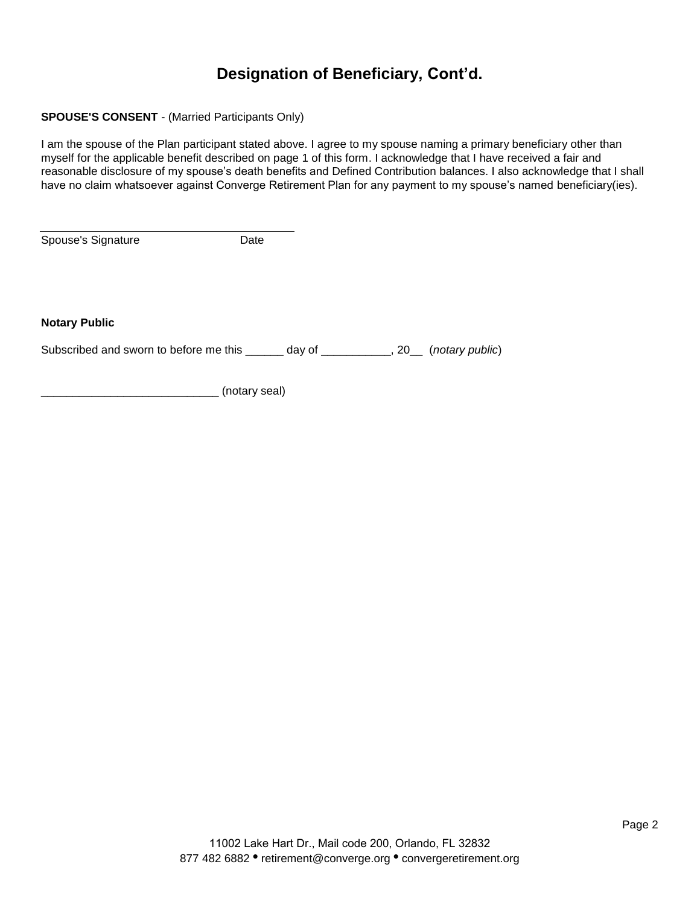# Designation of Beneficiary, Cont'd.

**SPOUSE'S CONSENT** - (Married Participants Only)

I am the spouse of the Plan participant stated above. I agree to my spouse naming a primary beneficiary other than myself for the applicable benefit described on page 1 of this form. I acknowledge that I have received a fair and reasonable disclosure of my spouse's death benefits and Defined Contribution balances. I also acknowledge that I shall have no claim whatsoever against Converge Retirement Plan for any payment to my spouse's named beneficiary(ies).

______________________________________________

Spouse's Signature                    Date

**Notary Public**

Subscribed and sworn to before me this ______ day of ___________, 20__ (*notary public*)

____________________________ (notary seal)

11002 Lake Hart Dr., Mail code 200, Orlando, FL 32832
877 482 6882 • retirement@converge.org • convergeretirement.org